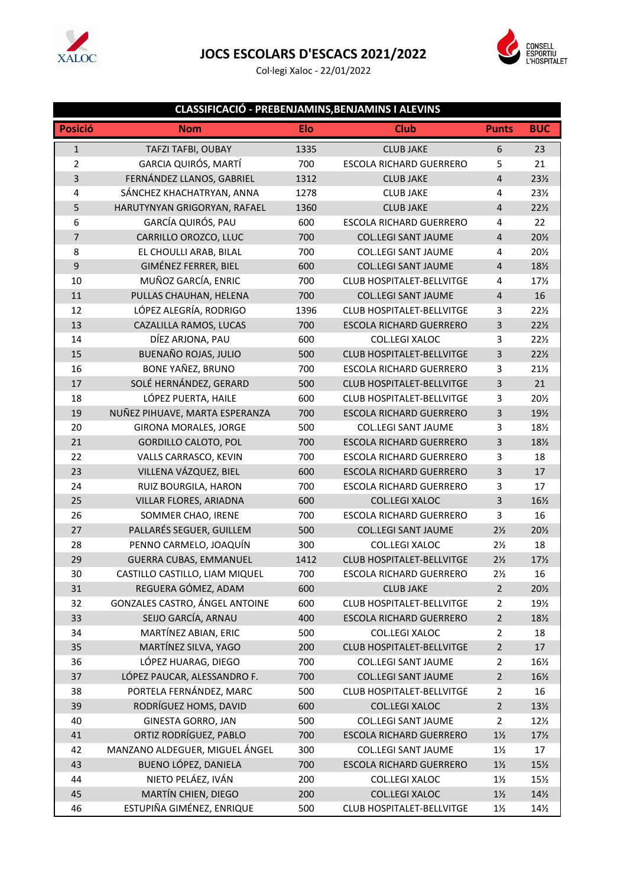# JOCS ESCOLARS D'ESCACS 2021/2022

Col·legi Xaloc - 22/01/2022

XALOC

CONSELL ESPORTIU L'HOSPITALET

## CLASSIFICACIÓ - PREBENJAMINS,BENJAMINS I ALEVINS

| Posició | Nom | Elo | Club | Punts | BUC |
|---|---|---|---|---|---|
| 1 | TAFZI TAFBI, OUBAY | 1335 | CLUB JAKE | 6 | 23 |
| 2 | GARCIA QUIRÓS, MARTÍ | 700 | ESCOLA RICHARD GUERRERO | 5 | 21 |
| 3 | FERNÁNDEZ LLANOS, GABRIEL | 1312 | CLUB JAKE | 4 | 23½ |
| 4 | SÁNCHEZ KHACHATRYAN, ANNA | 1278 | CLUB JAKE | 4 | 23½ |
| 5 | HARUTYNYAN GRIGORYAN, RAFAEL | 1360 | CLUB JAKE | 4 | 22½ |
| 6 | GARCÍA QUIRÓS, PAU | 600 | ESCOLA RICHARD GUERRERO | 4 | 22 |
| 7 | CARRILLO OROZCO, LLUC | 700 | COL.LEGI SANT JAUME | 4 | 20½ |
| 8 | EL CHOULLI ARAB, BILAL | 700 | COL.LEGI SANT JAUME | 4 | 20½ |
| 9 | GIMÉNEZ FERRER, BIEL | 600 | COL.LEGI SANT JAUME | 4 | 18½ |
| 10 | MUÑOZ GARCÍA, ENRIC | 700 | CLUB HOSPITALET-BELLVITGE | 4 | 17½ |
| 11 | PULLAS CHAUHAN, HELENA | 700 | COL.LEGI SANT JAUME | 4 | 16 |
| 12 | LÓPEZ ALEGRÍA, RODRIGO | 1396 | CLUB HOSPITALET-BELLVITGE | 3 | 22½ |
| 13 | CAZALILLA RAMOS, LUCAS | 700 | ESCOLA RICHARD GUERRERO | 3 | 22½ |
| 14 | DÍEZ ARJONA, PAU | 600 | COL.LEGI XALOC | 3 | 22½ |
| 15 | BUENAÑO ROJAS, JULIO | 500 | CLUB HOSPITALET-BELLVITGE | 3 | 22½ |
| 16 | BONE YAÑEZ, BRUNO | 700 | ESCOLA RICHARD GUERRERO | 3 | 21½ |
| 17 | SOLÉ HERNÁNDEZ, GERARD | 500 | CLUB HOSPITALET-BELLVITGE | 3 | 21 |
| 18 | LÓPEZ PUERTA, HAILE | 600 | CLUB HOSPITALET-BELLVITGE | 3 | 20½ |
| 19 | NUÑEZ PIHUAVE, MARTA ESPERANZA | 700 | ESCOLA RICHARD GUERRERO | 3 | 19½ |
| 20 | GIRONA MORALES, JORGE | 500 | COL.LEGI SANT JAUME | 3 | 18½ |
| 21 | GORDILLO CALOTO, POL | 700 | ESCOLA RICHARD GUERRERO | 3 | 18½ |
| 22 | VALLS CARRASCO, KEVIN | 700 | ESCOLA RICHARD GUERRERO | 3 | 18 |
| 23 | VILLENA VÁZQUEZ, BIEL | 600 | ESCOLA RICHARD GUERRERO | 3 | 17 |
| 24 | RUIZ BOURGILA, HARON | 700 | ESCOLA RICHARD GUERRERO | 3 | 17 |
| 25 | VILLAR FLORES, ARIADNA | 600 | COL.LEGI XALOC | 3 | 16½ |
| 26 | SOMMER CHAO, IRENE | 700 | ESCOLA RICHARD GUERRERO | 3 | 16 |
| 27 | PALLARÉS SEGUER, GUILLEM | 500 | COL.LEGI SANT JAUME | 2½ | 20½ |
| 28 | PENNO CARMELO, JOAQUÍN | 300 | COL.LEGI XALOC | 2½ | 18 |
| 29 | GUERRA CUBAS, EMMANUEL | 1412 | CLUB HOSPITALET-BELLVITGE | 2½ | 17½ |
| 30 | CASTILLO CASTILLO, LIAM MIQUEL | 700 | ESCOLA RICHARD GUERRERO | 2½ | 16 |
| 31 | REGUERA GÓMEZ, ADAM | 600 | CLUB JAKE | 2 | 20½ |
| 32 | GONZALES CASTRO, ÁNGEL ANTOINE | 600 | CLUB HOSPITALET-BELLVITGE | 2 | 19½ |
| 33 | SEIJO GARCÍA, ARNAU | 400 | ESCOLA RICHARD GUERRERO | 2 | 18½ |
| 34 | MARTÍNEZ ABIAN, ERIC | 500 | COL.LEGI XALOC | 2 | 18 |
| 35 | MARTÍNEZ SILVA, YAGO | 200 | CLUB HOSPITALET-BELLVITGE | 2 | 17 |
| 36 | LÓPEZ HUARAG, DIEGO | 700 | COL.LEGI SANT JAUME | 2 | 16½ |
| 37 | LÓPEZ PAUCAR, ALESSANDRO F. | 700 | COL.LEGI SANT JAUME | 2 | 16½ |
| 38 | PORTELA FERNÁNDEZ, MARC | 500 | CLUB HOSPITALET-BELLVITGE | 2 | 16 |
| 39 | RODRÍGUEZ HOMS, DAVID | 600 | COL.LEGI XALOC | 2 | 13½ |
| 40 | GINESTA GORRO, JAN | 500 | COL.LEGI SANT JAUME | 2 | 12½ |
| 41 | ORTIZ RODRÍGUEZ, PABLO | 700 | ESCOLA RICHARD GUERRERO | 1½ | 17½ |
| 42 | MANZANO ALDEGUER, MIGUEL ÁNGEL | 300 | COL.LEGI SANT JAUME | 1½ | 17 |
| 43 | BUENO LÓPEZ, DANIELA | 700 | ESCOLA RICHARD GUERRERO | 1½ | 15½ |
| 44 | NIETO PELÁEZ, IVÁN | 200 | COL.LEGI XALOC | 1½ | 15½ |
| 45 | MARTÍN CHIEN, DIEGO | 200 | COL.LEGI XALOC | 1½ | 14½ |
| 46 | ESTUPIÑA GIMÉNEZ, ENRIQUE | 500 | CLUB HOSPITALET-BELLVITGE | 1½ | 14½ |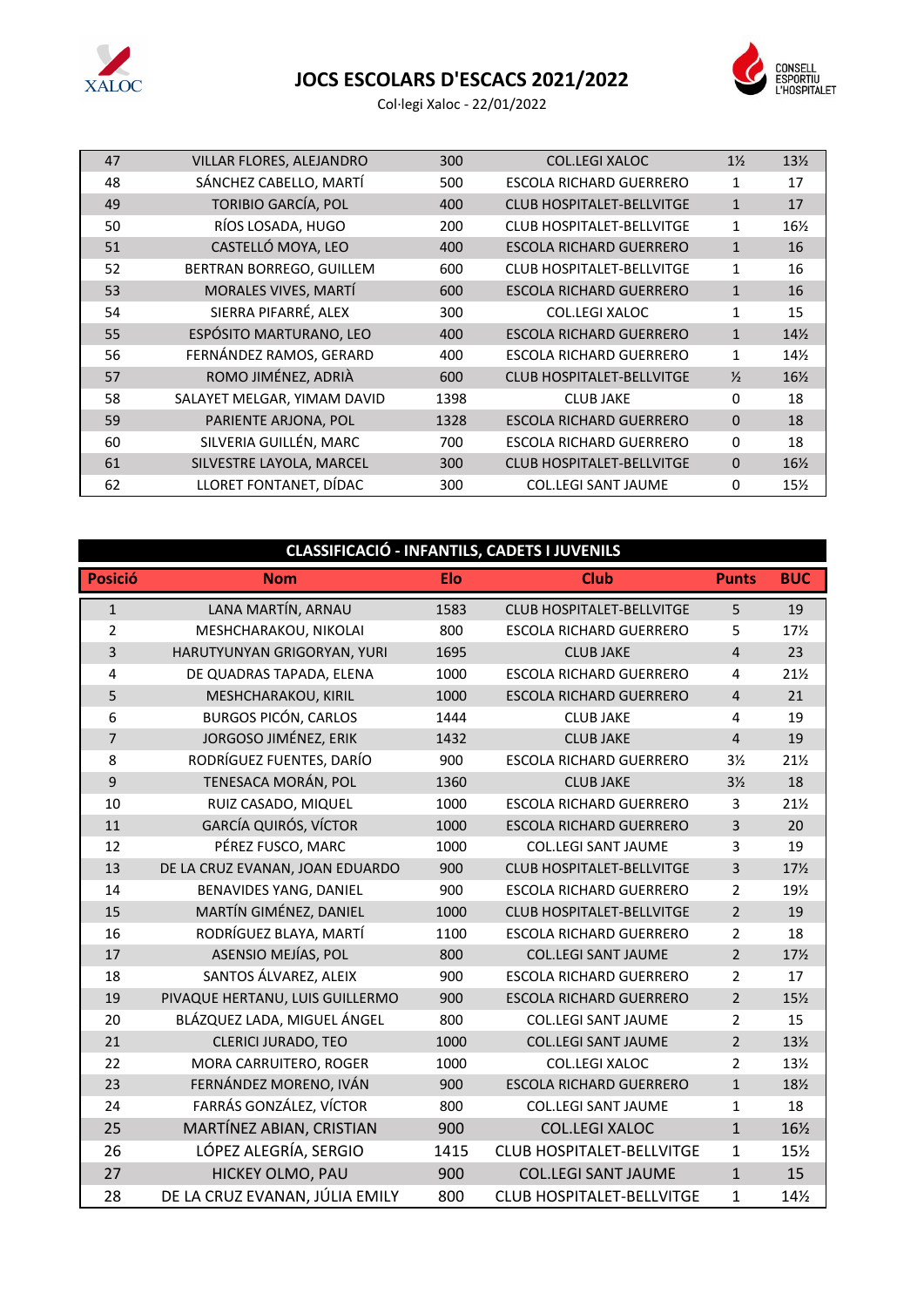# JOCS ESCOLARS D'ESCACS 2021/2022

Col·legi Xaloc - 22/01/2022

| | | | | | |
|---|---|---|---|---|---|
| 47 | VILLAR FLORES, ALEJANDRO | 300 | COL.LEGI XALOC | 1½ | 13½ |
| 48 | SÁNCHEZ CABELLO, MARTÍ | 500 | ESCOLA RICHARD GUERRERO | 1 | 17 |
| 49 | TORIBIO GARCÍA, POL | 400 | CLUB HOSPITALET-BELLVITGE | 1 | 17 |
| 50 | RÍOS LOSADA, HUGO | 200 | CLUB HOSPITALET-BELLVITGE | 1 | 16½ |
| 51 | CASTELLÓ MOYA, LEO | 400 | ESCOLA RICHARD GUERRERO | 1 | 16 |
| 52 | BERTRAN BORREGO, GUILLEM | 600 | CLUB HOSPITALET-BELLVITGE | 1 | 16 |
| 53 | MORALES VIVES, MARTÍ | 600 | ESCOLA RICHARD GUERRERO | 1 | 16 |
| 54 | SIERRA PIFARRÉ, ALEX | 300 | COL.LEGI XALOC | 1 | 15 |
| 55 | ESPÓSITO MARTURANO, LEO | 400 | ESCOLA RICHARD GUERRERO | 1 | 14½ |
| 56 | FERNÁNDEZ RAMOS, GERARD | 400 | ESCOLA RICHARD GUERRERO | 1 | 14½ |
| 57 | ROMO JIMÉNEZ, ADRIÀ | 600 | CLUB HOSPITALET-BELLVITGE | ½ | 16½ |
| 58 | SALAYET MELGAR, YIMAM DAVID | 1398 | CLUB JAKE | 0 | 18 |
| 59 | PARIENTE ARJONA, POL | 1328 | ESCOLA RICHARD GUERRERO | 0 | 18 |
| 60 | SILVERIA GUILLÉN, MARC | 700 | ESCOLA RICHARD GUERRERO | 0 | 18 |
| 61 | SILVESTRE LAYOLA, MARCEL | 300 | CLUB HOSPITALET-BELLVITGE | 0 | 16½ |
| 62 | LLORET FONTANET, DÍDAC | 300 | COL.LEGI SANT JAUME | 0 | 15½ |

## CLASSIFICACIÓ - INFANTILS, CADETS I JUVENILS

| Posició | Nom | Elo | Club | Punts | BUC |
|---|---|---|---|---|---|
| 1 | LANA MARTÍN, ARNAU | 1583 | CLUB HOSPITALET-BELLVITGE | 5 | 19 |
| 2 | MESHCHARAKOU, NIKOLAI | 800 | ESCOLA RICHARD GUERRERO | 5 | 17½ |
| 3 | HARUTYUNYAN GRIGORYAN, YURI | 1695 | CLUB JAKE | 4 | 23 |
| 4 | DE QUADRAS TAPADA, ELENA | 1000 | ESCOLA RICHARD GUERRERO | 4 | 21½ |
| 5 | MESHCHARAKOU, KIRIL | 1000 | ESCOLA RICHARD GUERRERO | 4 | 21 |
| 6 | BURGOS PICÓN, CARLOS | 1444 | CLUB JAKE | 4 | 19 |
| 7 | JORGOSO JIMÉNEZ, ERIK | 1432 | CLUB JAKE | 4 | 19 |
| 8 | RODRÍGUEZ FUENTES, DARÍO | 900 | ESCOLA RICHARD GUERRERO | 3½ | 21½ |
| 9 | TENESACA MORÁN, POL | 1360 | CLUB JAKE | 3½ | 18 |
| 10 | RUIZ CASADO, MIQUEL | 1000 | ESCOLA RICHARD GUERRERO | 3 | 21½ |
| 11 | GARCÍA QUIRÓS, VÍCTOR | 1000 | ESCOLA RICHARD GUERRERO | 3 | 20 |
| 12 | PÉREZ FUSCO, MARC | 1000 | COL.LEGI SANT JAUME | 3 | 19 |
| 13 | DE LA CRUZ EVANAN, JOAN EDUARDO | 900 | CLUB HOSPITALET-BELLVITGE | 3 | 17½ |
| 14 | BENAVIDES YANG, DANIEL | 900 | ESCOLA RICHARD GUERRERO | 2 | 19½ |
| 15 | MARTÍN GIMÉNEZ, DANIEL | 1000 | CLUB HOSPITALET-BELLVITGE | 2 | 19 |
| 16 | RODRÍGUEZ BLAYA, MARTÍ | 1100 | ESCOLA RICHARD GUERRERO | 2 | 18 |
| 17 | ASENSIO MEJÍAS, POL | 800 | COL.LEGI SANT JAUME | 2 | 17½ |
| 18 | SANTOS ÁLVAREZ, ALEIX | 900 | ESCOLA RICHARD GUERRERO | 2 | 17 |
| 19 | PIVAQUE HERTANU, LUIS GUILLERMO | 900 | ESCOLA RICHARD GUERRERO | 2 | 15½ |
| 20 | BLÁZQUEZ LADA, MIGUEL ÁNGEL | 800 | COL.LEGI SANT JAUME | 2 | 15 |
| 21 | CLERICI JURADO, TEO | 1000 | COL.LEGI SANT JAUME | 2 | 13½ |
| 22 | MORA CARRUITERO, ROGER | 1000 | COL.LEGI XALOC | 2 | 13½ |
| 23 | FERNÁNDEZ MORENO, IVÁN | 900 | ESCOLA RICHARD GUERRERO | 1 | 18½ |
| 24 | FARRÁS GONZÁLEZ, VÍCTOR | 800 | COL.LEGI SANT JAUME | 1 | 18 |
| 25 | MARTÍNEZ ABIAN, CRISTIAN | 900 | COL.LEGI XALOC | 1 | 16½ |
| 26 | LÓPEZ ALEGRÍA, SERGIO | 1415 | CLUB HOSPITALET-BELLVITGE | 1 | 15½ |
| 27 | HICKEY OLMO, PAU | 900 | COL.LEGI SANT JAUME | 1 | 15 |
| 28 | DE LA CRUZ EVANAN, JÚLIA EMILY | 800 | CLUB HOSPITALET-BELLVITGE | 1 | 14½ |